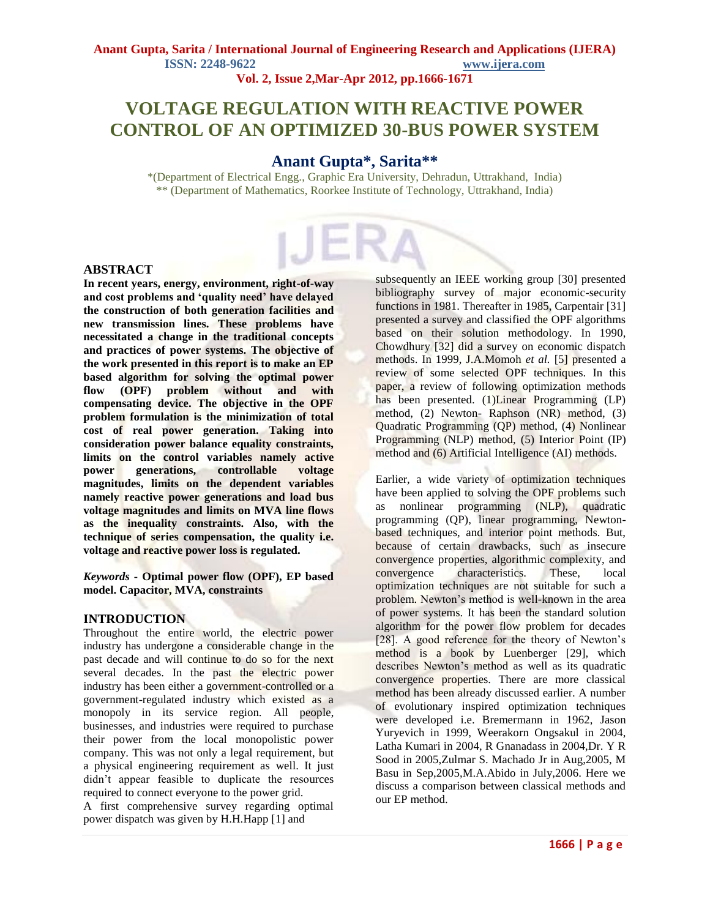# VOLTAGE REGULATION WITH REACTIVE POWER CONTROL OF AN OPTIMIZED 30-BUS POWER SYSTEM

## Anant Gupta*, Sarita**

*(Department of Electrical Engg., Graphic Era University, Dehradun, Uttrakhand, India)
** (Department of Mathematics, Roorkee Institute of Technology, Uttrakhand, India)

## ABSTRACT

**In recent years, energy, environment, right-of-way and cost problems and 'quality need' have delayed the construction of both generation facilities and new transmission lines. These problems have necessitated a change in the traditional concepts and practices of power systems. The objective of the work presented in this report is to make an EP based algorithm for solving the optimal power flow (OPF) problem without and with compensating device. The objective in the OPF problem formulation is the minimization of total cost of real power generation. Taking into consideration power balance equality constraints, limits on the control variables namely active power generations, controllable voltage magnitudes, limits on the dependent variables namely reactive power generations and load bus voltage magnitudes and limits on MVA line flows as the inequality constraints. Also, with the technique of series compensation, the quality i.e. voltage and reactive power loss is regulated.**

***Keywords*** **- Optimal power flow (OPF), EP based model. Capacitor, MVA, constraints**

## INTRODUCTION

Throughout the entire world, the electric power industry has undergone a considerable change in the past decade and will continue to do so for the next several decades. In the past the electric power industry has been either a government-controlled or a government-regulated industry which existed as a monopoly in its service region. All people, businesses, and industries were required to purchase their power from the local monopolistic power company. This was not only a legal requirement, but a physical engineering requirement as well. It just didn't appear feasible to duplicate the resources required to connect everyone to the power grid.

A first comprehensive survey regarding optimal power dispatch was given by H.H.Happ [1] and subsequently an IEEE working group [30] presented bibliography survey of major economic-security functions in 1981. Thereafter in 1985, Carpentair [31] presented a survey and classified the OPF algorithms based on their solution methodology. In 1990, Chowdhury [32] did a survey on economic dispatch methods. In 1999, J.A.Momoh *et al.* [5] presented a review of some selected OPF techniques. In this paper, a review of following optimization methods has been presented. (1)Linear Programming (LP) method, (2) Newton- Raphson (NR) method, (3) Quadratic Programming (QP) method, (4) Nonlinear Programming (NLP) method, (5) Interior Point (IP) method and (6) Artificial Intelligence (AI) methods.

Earlier, a wide variety of optimization techniques have been applied to solving the OPF problems such as nonlinear programming (NLP), quadratic programming (QP), linear programming, Newton-based techniques, and interior point methods. But, because of certain drawbacks, such as insecure convergence properties, algorithmic complexity, and convergence characteristics. These, local optimization techniques are not suitable for such a problem. Newton's method is well-known in the area of power systems. It has been the standard solution algorithm for the power flow problem for decades [28]. A good reference for the theory of Newton's method is a book by Luenberger [29], which describes Newton's method as well as its quadratic convergence properties. There are more classical method has been already discussed earlier. A number of evolutionary inspired optimization techniques were developed i.e. Bremermann in 1962, Jason Yuryevich in 1999, Weerakorn Ongsakul in 2004, Latha Kumari in 2004, R Gnanadass in 2004,Dr. Y R Sood in 2005,Zulmar S. Machado Jr in Aug,2005, M Basu in Sep,2005,M.A.Abido in July,2006. Here we discuss a comparison between classical methods and our EP method.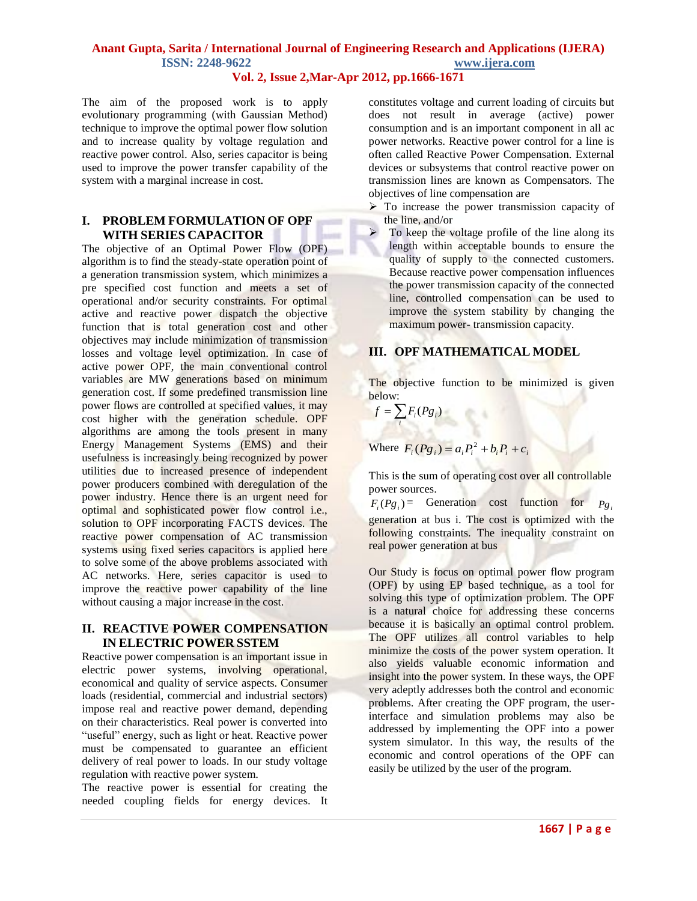The aim of the proposed work is to apply evolutionary programming (with Gaussian Method) technique to improve the optimal power flow solution and to increase quality by voltage regulation and reactive power control. Also, series capacitor is being used to improve the power transfer capability of the system with a marginal increase in cost.

## I. PROBLEM FORMULATION OF OPF WITH SERIES CAPACITOR

The objective of an Optimal Power Flow (OPF) algorithm is to find the steady-state operation point of a generation transmission system, which minimizes a pre specified cost function and meets a set of operational and/or security constraints. For optimal active and reactive power dispatch the objective function that is total generation cost and other objectives may include minimization of transmission losses and voltage level optimization. In case of active power OPF, the main conventional control variables are MW generations based on minimum generation cost. If some predefined transmission line power flows are controlled at specified values, it may cost higher with the generation schedule. OPF algorithms are among the tools present in many Energy Management Systems (EMS) and their usefulness is increasingly being recognized by power utilities due to increased presence of independent power producers combined with deregulation of the power industry. Hence there is an urgent need for optimal and sophisticated power flow control i.e., solution to OPF incorporating FACTS devices. The reactive power compensation of AC transmission systems using fixed series capacitors is applied here to solve some of the above problems associated with AC networks. Here, series capacitor is used to improve the reactive power capability of the line without causing a major increase in the cost.

## II. REACTIVE POWER COMPENSATION IN ELECTRIC POWER SSTEM

Reactive power compensation is an important issue in electric power systems, involving operational, economical and quality of service aspects. Consumer loads (residential, commercial and industrial sectors) impose real and reactive power demand, depending on their characteristics. Real power is converted into "useful" energy, such as light or heat. Reactive power must be compensated to guarantee an efficient delivery of real power to loads. In our study voltage regulation with reactive power system.

The reactive power is essential for creating the needed coupling fields for energy devices. It constitutes voltage and current loading of circuits but does not result in average (active) power consumption and is an important component in all ac power networks. Reactive power control for a line is often called Reactive Power Compensation. External devices or subsystems that control reactive power on transmission lines are known as Compensators. The objectives of line compensation are

- To increase the power transmission capacity of the line, and/or
- To keep the voltage profile of the line along its length within acceptable bounds to ensure the quality of supply to the connected customers. Because reactive power compensation influences the power transmission capacity of the connected line, controlled compensation can be used to improve the system stability by changing the maximum power- transmission capacity.

## III. OPF MATHEMATICAL MODEL

The objective function to be minimized is given below:

$$f = \sum_i F_i(Pg_i)$$

Where $F_i(Pg_i) = a_i P_i^2 + b_i P_i + c_i$

This is the sum of operating cost over all controllable power sources.

$F_i(Pg_i) =$ Generation cost function for $Pg_i$ generation at bus i. The cost is optimized with the following constraints. The inequality constraint on real power generation at bus

Our Study is focus on optimal power flow program (OPF) by using EP based technique, as a tool for solving this type of optimization problem. The OPF is a natural choice for addressing these concerns because it is basically an optimal control problem. The OPF utilizes all control variables to help minimize the costs of the power system operation. It also yields valuable economic information and insight into the power system. In these ways, the OPF very adeptly addresses both the control and economic problems. After creating the OPF program, the user-interface and simulation problems may also be addressed by implementing the OPF into a power system simulator. In this way, the results of the economic and control operations of the OPF can easily be utilized by the user of the program.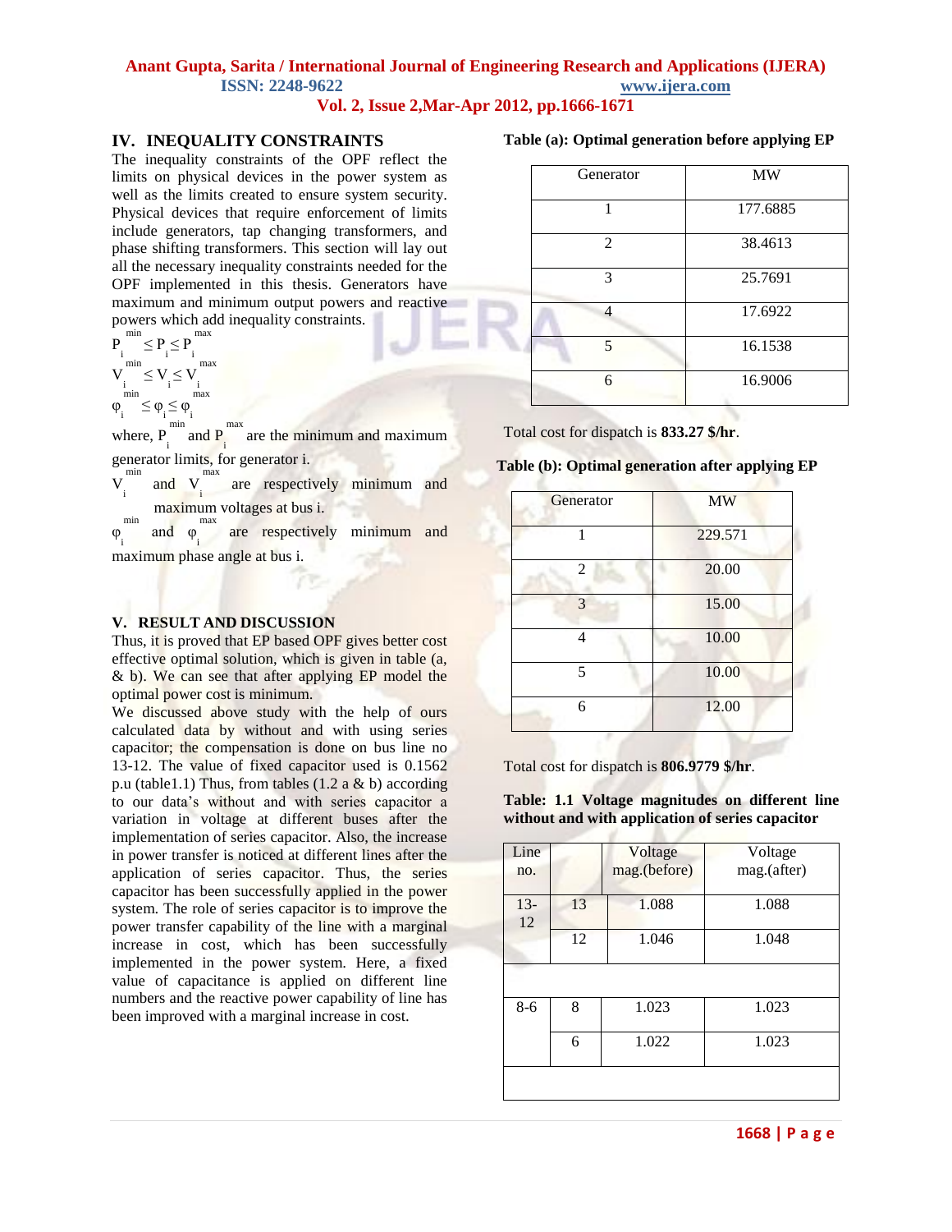## IV. INEQUALITY CONSTRAINTS

The inequality constraints of the OPF reflect the limits on physical devices in the power system as well as the limits created to ensure system security. Physical devices that require enforcement of limits include generators, tap changing transformers, and phase shifting transformers. This section will lay out all the necessary inequality constraints needed for the OPF implemented in this thesis. Generators have maximum and minimum output powers and reactive powers which add inequality constraints.

$$P_i^{min} \leq P_i \leq P_i^{max}$$

$$V_i^{min} \leq V_i \leq V_i^{max}$$

$$\varphi_i^{min} \leq \varphi_i \leq \varphi_i^{max}$$

where, $P_i^{min}$ and $P_i^{max}$ are the minimum and maximum generator limits, for generator i.

$V_i^{min}$ and $V_i^{max}$ are respectively minimum and maximum voltages at bus i.

$\varphi_i^{min}$ and $\varphi_i^{max}$ are respectively minimum and maximum phase angle at bus i.

## V. RESULT AND DISCUSSION

Thus, it is proved that EP based OPF gives better cost effective optimal solution, which is given in table (a, & b). We can see that after applying EP model the optimal power cost is minimum.

We discussed above study with the help of ours calculated data by without and with using series capacitor; the compensation is done on bus line no 13-12. The value of fixed capacitor used is 0.1562 p.u (table1.1) Thus, from tables (1.2 a & b) according to our data's without and with series capacitor a variation in voltage at different buses after the implementation of series capacitor. Also, the increase in power transfer is noticed at different lines after the application of series capacitor. Thus, the series capacitor has been successfully applied in the power system. The role of series capacitor is to improve the power transfer capability of the line with a marginal increase in cost, which has been successfully implemented in the power system. Here, a fixed value of capacitance is applied on different line numbers and the reactive power capability of line has been improved with a marginal increase in cost.

**Table (a): Optimal generation before applying EP**

| Generator | MW |
|---|---|
| 1 | 177.6885 |
| 2 | 38.4613 |
| 3 | 25.7691 |
| 4 | 17.6922 |
| 5 | 16.1538 |
| 6 | 16.9006 |

Total cost for dispatch is **833.27 $/hr**.

**Table (b): Optimal generation after applying EP**

| Generator | MW |
|---|---|
| 1 | 229.571 |
| 2 | 20.00 |
| 3 | 15.00 |
| 4 | 10.00 |
| 5 | 10.00 |
| 6 | 12.00 |

Total cost for dispatch is **806.9779 $/hr**.

**Table: 1.1 Voltage magnitudes on different line without and with application of series capacitor**

| Line no. | | Voltage mag.(before) | Voltage mag.(after) |
|---|---|---|---|
| 13-12 | 13 | 1.088 | 1.088 |
| | 12 | 1.046 | 1.048 |
| | | | |
| 8-6 | 8 | 1.023 | 1.023 |
| | 6 | 1.022 | 1.023 |
| | | | |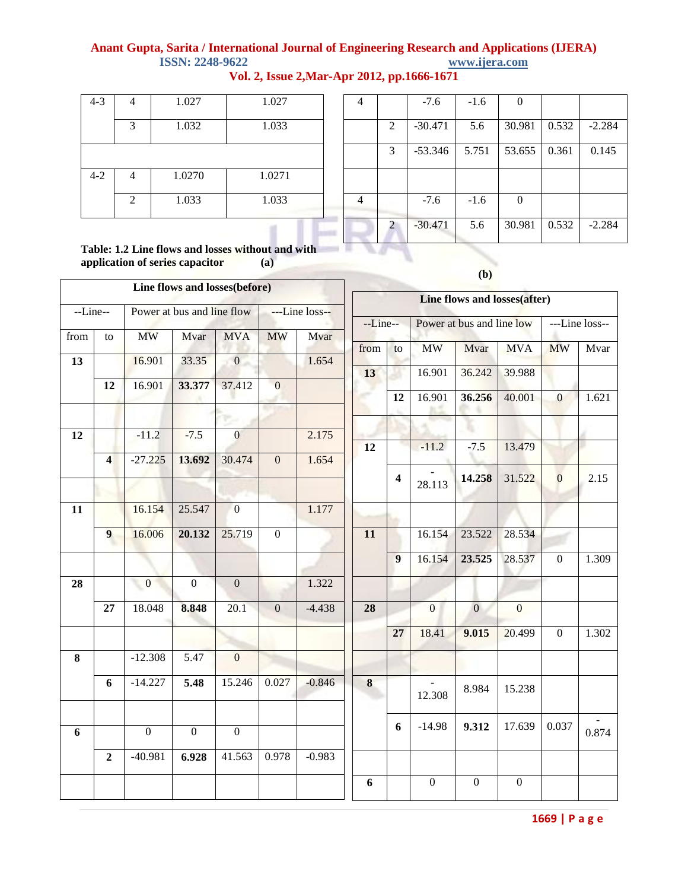| 4-3 | 4 | 1.027 | 1.027 |
|---|---|---|---|
| | 3 | 1.032 | 1.033 |
| | | | |
| 4-2 | 4 | 1.0270 | 1.0271 |
| | 2 | 1.033 | 1.033 |

| 4 | | -7.6 | -1.6 | 0 | | |
|---|---|---|---|---|---|---|
| | 2 | -30.471 | 5.6 | 30.981 | 0.532 | -2.284 |
| | 3 | -53.346 | 5.751 | 53.655 | 0.361 | 0.145 |
| | | | | | | |
| 4 | | -7.6 | -1.6 | 0 | | |
| | 2 | -30.471 | 5.6 | 30.981 | 0.532 | -2.284 |

**Table: 1.2 Line flows and losses without and with application of series capacitor (a)**

| Line flows and losses(before) | | | | | | |
|---|---|---|---|---|---|---|
| --Line-- | | Power at bus and line flow | | | ---Line loss-- | |
| from | to | MW | Mvar | MVA | MW | Mvar |
| **13** | | 16.901 | 33.35 | 0 | | 1.654 |
| | **12** | 16.901 | **33.377** | 37.412 | 0 | |
| | | | | | | |
| **12** | | -11.2 | -7.5 | 0 | | 2.175 |
| | **4** | -27.225 | **13.692** | 30.474 | 0 | 1.654 |
| | | | | | | |
| **11** | | 16.154 | 25.547 | 0 | | 1.177 |
| | **9** | 16.006 | **20.132** | 25.719 | 0 | |
| | | | | | | |
| **28** | | 0 | 0 | 0 | | 1.322 |
| | **27** | 18.048 | **8.848** | 20.1 | 0 | -4.438 |
| | | | | | | |
| **8** | | -12.308 | 5.47 | 0 | | |
| | **6** | -14.227 | **5.48** | 15.246 | 0.027 | -0.846 |
| | | | | | | |
| **6** | | 0 | 0 | 0 | | |
| | **2** | -40.981 | **6.928** | 41.563 | 0.978 | -0.983 |
| | | | | | | |

**(b)**

| Line flows and losses(after) | | | | | | |
|---|---|---|---|---|---|---|
| --Line-- | | Power at bus and line low | | | ---Line loss-- | |
| from | to | MW | Mvar | MVA | MW | Mvar |
| **13** | | 16.901 | 36.242 | 39.988 | | |
| | **12** | 16.901 | **36.256** | 40.001 | 0 | 1.621 |
| | | | | | | |
| **12** | | -11.2 | -7.5 | 13.479 | | |
| | **4** | -28.113 | **14.258** | 31.522 | 0 | 2.15 |
| | | | | | | |
| **11** | | 16.154 | 23.522 | 28.534 | | |
| | **9** | 16.154 | **23.525** | 28.537 | 0 | 1.309 |
| | | | | | | |
| **28** | | 0 | 0 | 0 | | |
| | **27** | 18.41 | **9.015** | 20.499 | 0 | 1.302 |
| | | | | | | |
| **8** | | -12.308 | 8.984 | 15.238 | | |
| | **6** | -14.98 | **9.312** | 17.639 | 0.037 | -0.874 |
| | | | | | | |
| **6** | | 0 | 0 | 0 | | |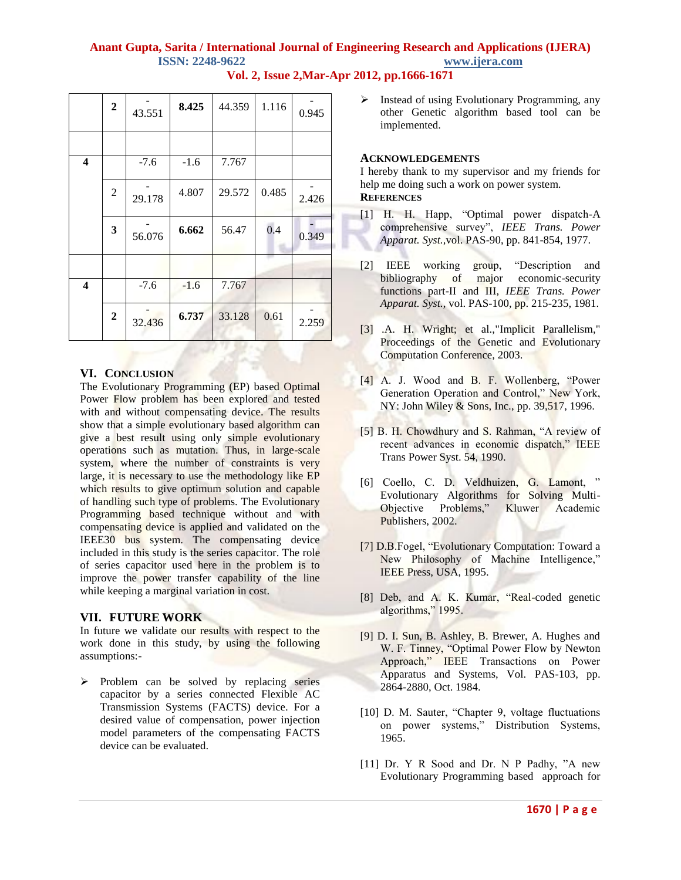|  | **2** | -43.551 | **8.425** | 44.359 | 1.116 | -0.945 |
|---|---|---|---|---|---|---|
|  |  |  |  |  |  |  |
| **4** |  | -7.6 | -1.6 | 7.767 |  |  |
|  | 2 | -29.178 | 4.807 | 29.572 | 0.485 | -2.426 |
|  | **3** | -56.076 | **6.662** | 56.47 | 0.4 | -0.349 |
|  |  |  |  |  |  |  |
| **4** |  | -7.6 | -1.6 | 7.767 |  |  |
|  | **2** | -32.436 | **6.737** | 33.128 | 0.61 | -2.259 |

## VI. CONCLUSION

The Evolutionary Programming (EP) based Optimal Power Flow problem has been explored and tested with and without compensating device. The results show that a simple evolutionary based algorithm can give a best result using only simple evolutionary operations such as mutation. Thus, in large-scale system, where the number of constraints is very large, it is necessary to use the methodology like EP which results to give optimum solution and capable of handling such type of problems. The Evolutionary Programming based technique without and with compensating device is applied and validated on the IEEE30 bus system. The compensating device included in this study is the series capacitor. The role of series capacitor used here in the problem is to improve the power transfer capability of the line while keeping a marginal variation in cost.

## VII. FUTURE WORK

In future we validate our results with respect to the work done in this study, by using the following assumptions:-

- Problem can be solved by replacing series capacitor by a series connected Flexible AC Transmission Systems (FACTS) device. For a desired value of compensation, power injection model parameters of the compensating FACTS device can be evaluated.
- Instead of using Evolutionary Programming, any other Genetic algorithm based tool can be implemented.

## ACKNOWLEDGEMENTS

I hereby thank to my supervisor and my friends for help me doing such a work on power system.

## REFERENCES

[1] H. H. Happ, "Optimal power dispatch-A comprehensive survey", *IEEE Trans. Power Apparat. Syst.*,vol. PAS-90, pp. 841-854, 1977.

[2] IEEE working group, "Description and bibliography of major economic-security functions part-II and III, *IEEE Trans. Power Apparat. Syst.*, vol. PAS-100, pp. 215-235, 1981.

[3] .A. H. Wright; et al.,"Implicit Parallelism," Proceedings of the Genetic and Evolutionary Computation Conference, 2003.

[4] A. J. Wood and B. F. Wollenberg, "Power Generation Operation and Control," New York, NY: John Wiley & Sons, Inc., pp. 39,517, 1996.

[5] B. H. Chowdhury and S. Rahman, "A review of recent advances in economic dispatch," IEEE Trans Power Syst. 54, 1990.

[6] Coello, C. D. Veldhuizen, G. Lamont, " Evolutionary Algorithms for Solving Multi-Objective Problems," Kluwer Academic Publishers, 2002.

[7] D.B.Fogel, "Evolutionary Computation: Toward a New Philosophy of Machine Intelligence," IEEE Press, USA, 1995.

[8] Deb, and A. K. Kumar, "Real-coded genetic algorithms," 1995.

[9] D. I. Sun, B. Ashley, B. Brewer, A. Hughes and W. F. Tinney, "Optimal Power Flow by Newton Approach," IEEE Transactions on Power Apparatus and Systems, Vol. PAS-103, pp. 2864-2880, Oct. 1984.

[10] D. M. Sauter, "Chapter 9, voltage fluctuations on power systems," Distribution Systems, 1965.

[11] Dr. Y R Sood and Dr. N P Padhy, "A new Evolutionary Programming based approach for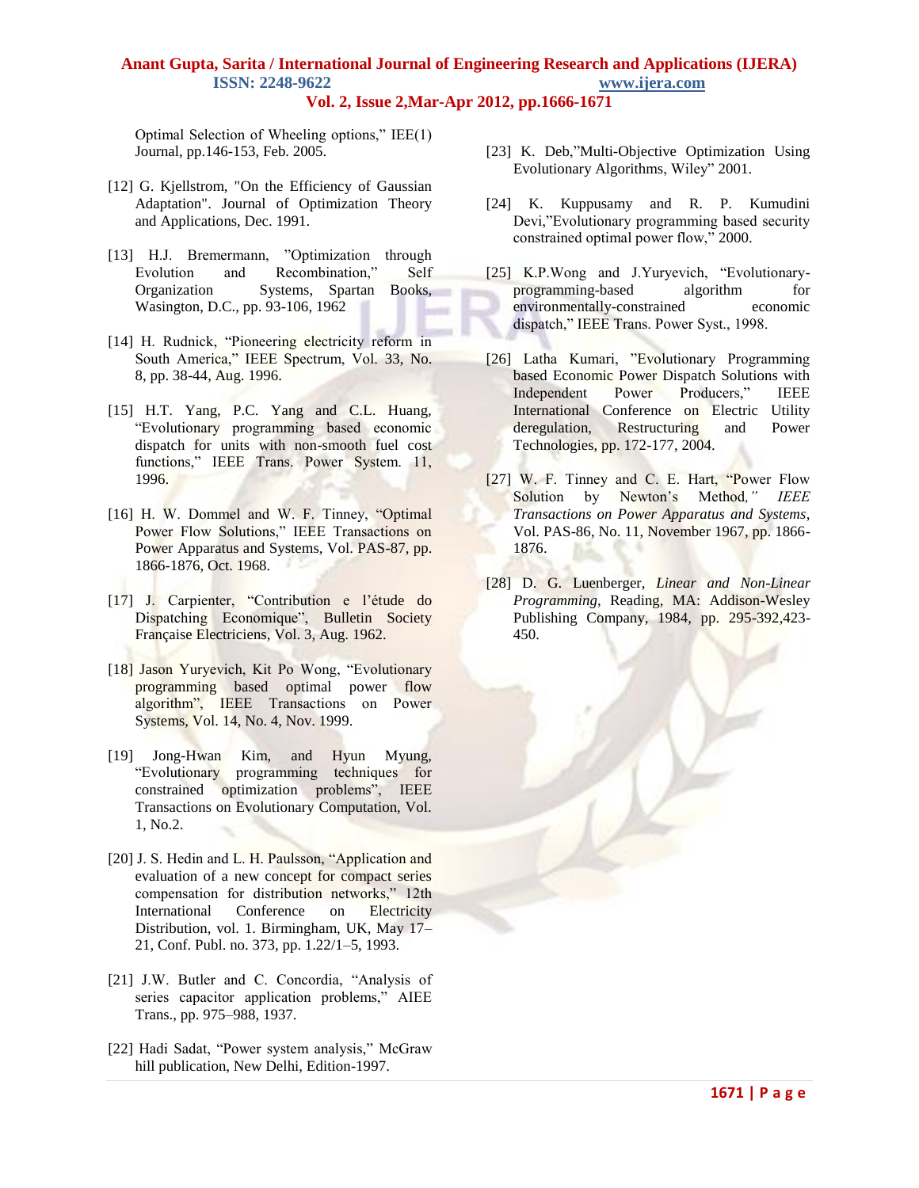Optimal Selection of Wheeling options," IEE(1) Journal, pp.146-153, Feb. 2005.

[12] G. Kjellstrom, "On the Efficiency of Gaussian Adaptation". Journal of Optimization Theory and Applications, Dec. 1991.

[13] H.J. Bremermann, "Optimization through Evolution and Recombination," Self Organization Systems, Spartan Books, Wasington, D.C., pp. 93-106, 1962

[14] H. Rudnick, "Pioneering electricity reform in South America," IEEE Spectrum, Vol. 33, No. 8, pp. 38-44, Aug. 1996.

[15] H.T. Yang, P.C. Yang and C.L. Huang, "Evolutionary programming based economic dispatch for units with non-smooth fuel cost functions," IEEE Trans. Power System. 11, 1996.

[16] H. W. Dommel and W. F. Tinney, "Optimal Power Flow Solutions," IEEE Transactions on Power Apparatus and Systems, Vol. PAS-87, pp. 1866-1876, Oct. 1968.

[17] J. Carpienter, "Contribution e l'étude do Dispatching Economique", Bulletin Society Française Electriciens, Vol. 3, Aug. 1962.

[18] Jason Yuryevich, Kit Po Wong, "Evolutionary programming based optimal power flow algorithm", IEEE Transactions on Power Systems, Vol. 14, No. 4, Nov. 1999.

[19] Jong-Hwan Kim, and Hyun Myung, "Evolutionary programming techniques for constrained optimization problems", IEEE Transactions on Evolutionary Computation, Vol. 1, No.2.

[20] J. S. Hedin and L. H. Paulsson, "Application and evaluation of a new concept for compact series compensation for distribution networks," 12th International Conference on Electricity Distribution, vol. 1. Birmingham, UK, May 17–21, Conf. Publ. no. 373, pp. 1.22/1–5, 1993.

[21] J.W. Butler and C. Concordia, "Analysis of series capacitor application problems," AIEE Trans., pp. 975–988, 1937.

[22] Hadi Sadat, "Power system analysis," McGraw hill publication, New Delhi, Edition-1997.

[23] K. Deb,"Multi-Objective Optimization Using Evolutionary Algorithms, Wiley" 2001.

[24] K. Kuppusamy and R. P. Kumudini Devi,"Evolutionary programming based security constrained optimal power flow," 2000.

[25] K.P.Wong and J.Yuryevich, "Evolutionary-programming-based algorithm for environmentally-constrained economic dispatch," IEEE Trans. Power Syst., 1998.

[26] Latha Kumari, "Evolutionary Programming based Economic Power Dispatch Solutions with Independent Power Producers," IEEE International Conference on Electric Utility deregulation, Restructuring and Power Technologies, pp. 172-177, 2004.

[27] W. F. Tinney and C. E. Hart, "Power Flow Solution by Newton's Method," *IEEE Transactions on Power Apparatus and Systems*, Vol. PAS-86, No. 11, November 1967, pp. 1866-1876.

[28] D. G. Luenberger, *Linear and Non-Linear Programming*, Reading, MA: Addison-Wesley Publishing Company, 1984, pp. 295-392,423-450.